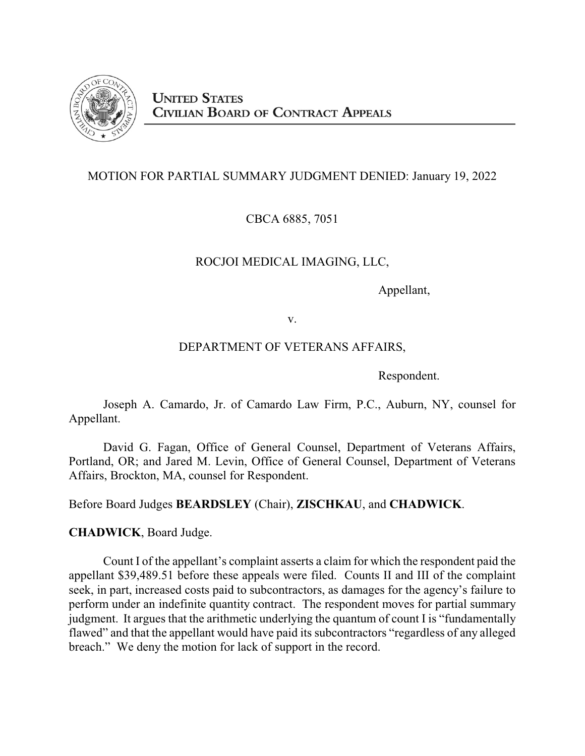**UNITED STATES**
**CIVILIAN BOARD OF CONTRACT APPEALS**

MOTION FOR PARTIAL SUMMARY JUDGMENT DENIED: January 19, 2022

CBCA 6885, 7051

ROCJOI MEDICAL IMAGING, LLC,

Appellant,

v.

DEPARTMENT OF VETERANS AFFAIRS,

Respondent.

Joseph A. Camardo, Jr. of Camardo Law Firm, P.C., Auburn, NY, counsel for Appellant.

David G. Fagan, Office of General Counsel, Department of Veterans Affairs, Portland, OR; and Jared M. Levin, Office of General Counsel, Department of Veterans Affairs, Brockton, MA, counsel for Respondent.

Before Board Judges **BEARDSLEY** (Chair), **ZISCHKAU**, and **CHADWICK**.

**CHADWICK**, Board Judge.

Count I of the appellant's complaint asserts a claim for which the respondent paid the appellant $39,489.51 before these appeals were filed. Counts II and III of the complaint seek, in part, increased costs paid to subcontractors, as damages for the agency's failure to perform under an indefinite quantity contract. The respondent moves for partial summary judgment. It argues that the arithmetic underlying the quantum of count I is "fundamentally flawed" and that the appellant would have paid its subcontractors "regardless of any alleged breach." We deny the motion for lack of support in the record.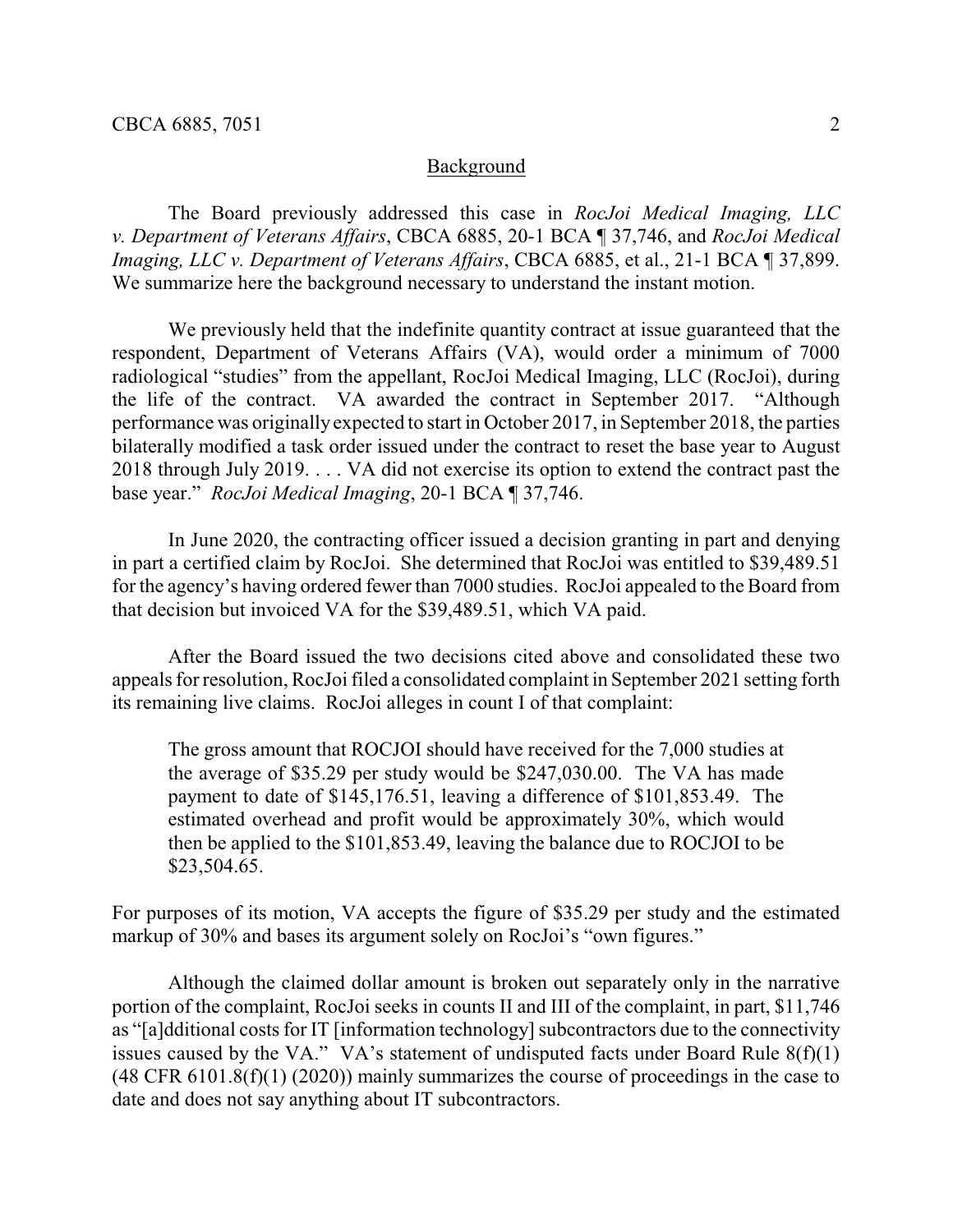## Background

The Board previously addressed this case in *RocJoi Medical Imaging, LLC v. Department of Veterans Affairs*, CBCA 6885, 20-1 BCA ¶ 37,746, and *RocJoi Medical Imaging, LLC v. Department of Veterans Affairs*, CBCA 6885, et al., 21-1 BCA ¶ 37,899. We summarize here the background necessary to understand the instant motion.

We previously held that the indefinite quantity contract at issue guaranteed that the respondent, Department of Veterans Affairs (VA), would order a minimum of 7000 radiological "studies" from the appellant, RocJoi Medical Imaging, LLC (RocJoi), during the life of the contract. VA awarded the contract in September 2017. "Although performance was originally expected to start in October 2017, in September 2018, the parties bilaterally modified a task order issued under the contract to reset the base year to August 2018 through July 2019. . . . VA did not exercise its option to extend the contract past the base year." *RocJoi Medical Imaging*, 20-1 BCA ¶ 37,746.

In June 2020, the contracting officer issued a decision granting in part and denying in part a certified claim by RocJoi. She determined that RocJoi was entitled to $39,489.51 for the agency's having ordered fewer than 7000 studies. RocJoi appealed to the Board from that decision but invoiced VA for the $39,489.51, which VA paid.

After the Board issued the two decisions cited above and consolidated these two appeals for resolution, RocJoi filed a consolidated complaint in September 2021 setting forth its remaining live claims. RocJoi alleges in count I of that complaint:

> The gross amount that ROCJOI should have received for the 7,000 studies at the average of $35.29 per study would be $247,030.00. The VA has made payment to date of $145,176.51, leaving a difference of $101,853.49. The estimated overhead and profit would be approximately 30%, which would then be applied to the $101,853.49, leaving the balance due to ROCJOI to be $23,504.65.

For purposes of its motion, VA accepts the figure of $35.29 per study and the estimated markup of 30% and bases its argument solely on RocJoi's "own figures."

Although the claimed dollar amount is broken out separately only in the narrative portion of the complaint, RocJoi seeks in counts II and III of the complaint, in part, $11,746 as "[a]dditional costs for IT [information technology] subcontractors due to the connectivity issues caused by the VA." VA's statement of undisputed facts under Board Rule 8(f)(1) (48 CFR 6101.8(f)(1) (2020)) mainly summarizes the course of proceedings in the case to date and does not say anything about IT subcontractors.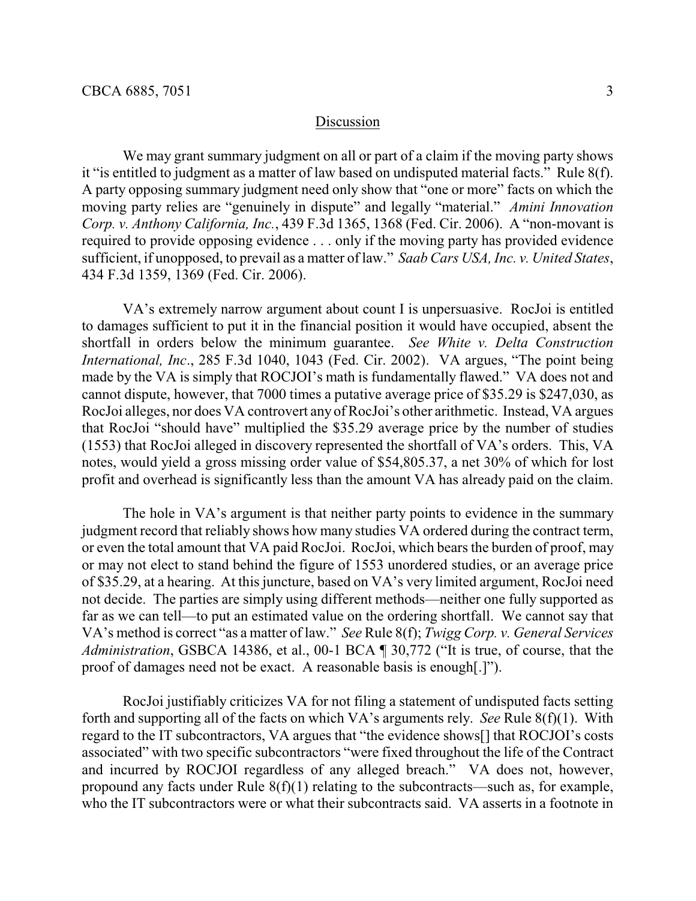## Discussion

We may grant summary judgment on all or part of a claim if the moving party shows it "is entitled to judgment as a matter of law based on undisputed material facts." Rule 8(f). A party opposing summary judgment need only show that "one or more" facts on which the moving party relies are "genuinely in dispute" and legally "material." *Amini Innovation Corp. v. Anthony California, Inc.*, 439 F.3d 1365, 1368 (Fed. Cir. 2006). A "non-movant is required to provide opposing evidence . . . only if the moving party has provided evidence sufficient, if unopposed, to prevail as a matter of law." *Saab Cars USA, Inc. v. United States*, 434 F.3d 1359, 1369 (Fed. Cir. 2006).

VA's extremely narrow argument about count I is unpersuasive. RocJoi is entitled to damages sufficient to put it in the financial position it would have occupied, absent the shortfall in orders below the minimum guarantee. *See White v. Delta Construction International, Inc*., 285 F.3d 1040, 1043 (Fed. Cir. 2002). VA argues, "The point being made by the VA is simply that ROCJOI's math is fundamentally flawed." VA does not and cannot dispute, however, that 7000 times a putative average price of $35.29 is $247,030, as RocJoi alleges, nor does VA controvert any of RocJoi's other arithmetic. Instead, VA argues that RocJoi "should have" multiplied the $35.29 average price by the number of studies (1553) that RocJoi alleged in discovery represented the shortfall of VA's orders. This, VA notes, would yield a gross missing order value of $54,805.37, a net 30% of which for lost profit and overhead is significantly less than the amount VA has already paid on the claim.

The hole in VA's argument is that neither party points to evidence in the summary judgment record that reliably shows how many studies VA ordered during the contract term, or even the total amount that VA paid RocJoi. RocJoi, which bears the burden of proof, may or may not elect to stand behind the figure of 1553 unordered studies, or an average price of $35.29, at a hearing. At this juncture, based on VA's very limited argument, RocJoi need not decide. The parties are simply using different methods—neither one fully supported as far as we can tell—to put an estimated value on the ordering shortfall. We cannot say that VA's method is correct "as a matter of law." *See* Rule 8(f); *Twigg Corp. v. General Services Administration*, GSBCA 14386, et al., 00-1 BCA ¶ 30,772 ("It is true, of course, that the proof of damages need not be exact. A reasonable basis is enough[.]").

RocJoi justifiably criticizes VA for not filing a statement of undisputed facts setting forth and supporting all of the facts on which VA's arguments rely. *See* Rule 8(f)(1). With regard to the IT subcontractors, VA argues that "the evidence shows[] that ROCJOI's costs associated" with two specific subcontractors "were fixed throughout the life of the Contract and incurred by ROCJOI regardless of any alleged breach." VA does not, however, propound any facts under Rule 8(f)(1) relating to the subcontracts—such as, for example, who the IT subcontractors were or what their subcontracts said. VA asserts in a footnote in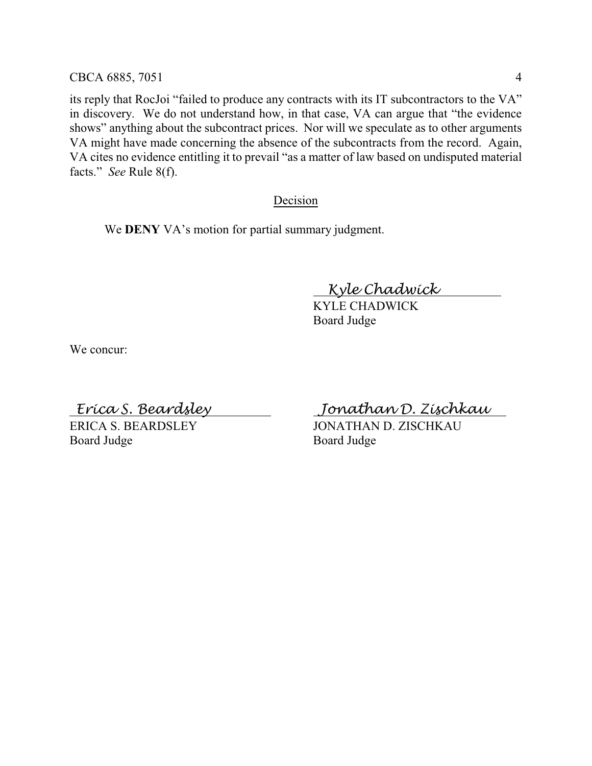its reply that RocJoi "failed to produce any contracts with its IT subcontractors to the VA" in discovery. We do not understand how, in that case, VA can argue that "the evidence shows" anything about the subcontract prices. Nor will we speculate as to other arguments VA might have made concerning the absence of the subcontracts from the record. Again, VA cites no evidence entitling it to prevail "as a matter of law based on undisputed material facts." *See* Rule 8(f).

## Decision

We **DENY** VA's motion for partial summary judgment.

*Kyle Chadwick*
KYLE CHADWICK
Board Judge

We concur:

*Erica S. Beardsley*
ERICA S. BEARDSLEY
Board Judge

*Jonathan D. Zischkau*
JONATHAN D. ZISCHKAU
Board Judge